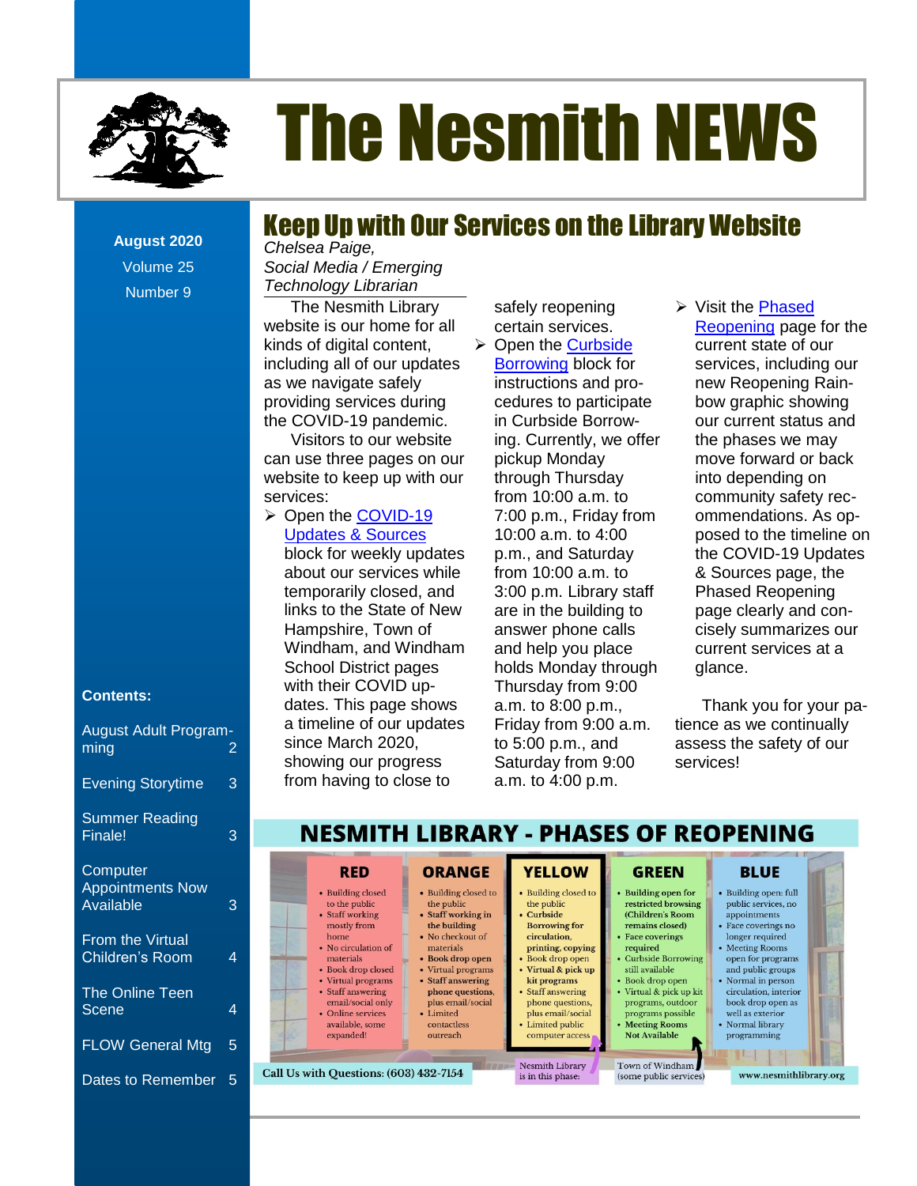# The Nesmith NEWS

**August 2020**
Volume 25
Number 9

**Contents:**

| | |
|---|---|
| August Adult Programming | 2 |
| Evening Storytime | 3 |
| Summer Reading Finale! | 3 |
| Computer Appointments Now Available | 3 |
| From the Virtual Children's Room | 4 |
| The Online Teen Scene | 4 |
| FLOW General Mtg | 5 |
| Dates to Remember | 5 |

## Keep Up with Our Services on the Library Website

*Chelsea Paige,*
*Social Media / Emerging Technology Librarian*

The Nesmith Library website is our home for all kinds of digital content, including all of our updates as we navigate safely providing services during the COVID-19 pandemic.

Visitors to our website can use three pages on our website to keep up with our services:

- Open the COVID-19 Updates & Sources block for weekly updates about our services while temporarily closed, and links to the State of New Hampshire, Town of Windham, and Windham School District pages with their COVID updates. This page shows a timeline of our updates since March 2020, showing our progress from having to close to safely reopening certain services.
- Open the Curbside Borrowing block for instructions and procedures to participate in Curbside Borrowing. Currently, we offer pickup Monday through Thursday from 10:00 a.m. to 7:00 p.m., Friday from 10:00 a.m. to 4:00 p.m., and Saturday from 10:00 a.m. to 3:00 p.m. Library staff are in the building to answer phone calls and help you place holds Monday through Thursday from 9:00 a.m. to 8:00 p.m., Friday from 9:00 a.m. to 5:00 p.m., and Saturday from 9:00 a.m. to 4:00 p.m.
- Visit the Phased Reopening page for the current state of our services, including our new Reopening Rainbow graphic showing our current status and the phases we may move forward or back into depending on community safety recommendations. As opposed to the timeline on the COVID-19 Updates & Sources page, the Phased Reopening page clearly and concisely summarizes our current services at a glance.

Thank you for your patience as we continually assess the safety of our services!

### NESMITH LIBRARY - PHASES OF REOPENING

| RED | ORANGE | YELLOW | GREEN | BLUE |
|---|---|---|---|---|
| • Building closed to the public<br>• Staff working mostly from home<br>• No circulation of materials<br>• Book drop closed<br>• Virtual programs<br>• Staff answering email/social only<br>• Online services available, some expanded! | • Building closed to the public<br>• **Staff working in the building**<br>• No checkout of materials<br>• **Book drop open**<br>• Virtual programs<br>• **Staff answering phone questions,** plus email/social<br>• Limited contactless outreach | • Building closed to the public<br>• **Curbside Borrowing for circulation, printing, copying**<br>• Book drop open<br>• **Virtual & pick up kit programs**<br>• Staff answering phone questions, plus email/social<br>• **Limited public computer access** | • **Building open for restricted browsing (Children's Room remains closed)**<br>• **Face coverings required**<br>• Curbside Borrowing still available<br>• Book drop open<br>• Virtual & pick up kit programs, outdoor programs possible<br>• **Meeting Rooms Not Available** | • Building open: full public services, no appointments<br>• Face coverings no longer required<br>• Meeting Rooms open for programs and public groups<br>• Normal in person circulation, interior book drop open as well as exterior<br>• Normal library programming |
| | | Nesmith Library is in this phase | Town of Windham (some public services) | |

Call Us with Questions: (603) 432-7154 — www.nesmithlibrary.org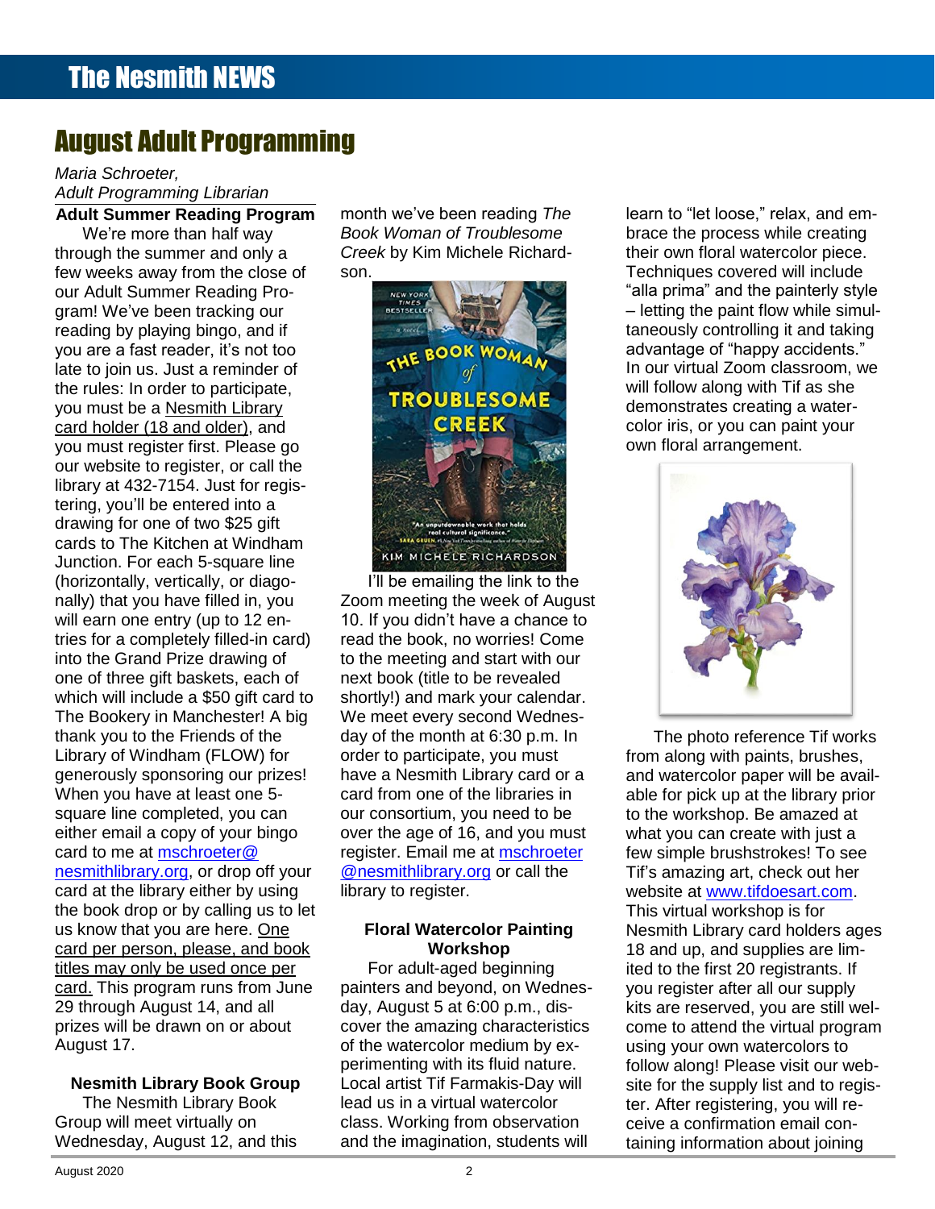# August Adult Programming

*Maria Schroeter,*
*Adult Programming Librarian*

### Adult Summer Reading Program

We're more than half way through the summer and only a few weeks away from the close of our Adult Summer Reading Program! We've been tracking our reading by playing bingo, and if you are a fast reader, it's not too late to join us. Just a reminder of the rules: In order to participate, you must be a Nesmith Library card holder (18 and older), and you must register first. Please go our website to register, or call the library at 432-7154. Just for registering, you'll be entered into a drawing for one of two $25 gift cards to The Kitchen at Windham Junction. For each 5-square line (horizontally, vertically, or diagonally) that you have filled in, you will earn one entry (up to 12 entries for a completely filled-in card) into the Grand Prize drawing of one of three gift baskets, each of which will include a $50 gift card to The Bookery in Manchester! A big thank you to the Friends of the Library of Windham (FLOW) for generously sponsoring our prizes! When you have at least one 5-square line completed, you can either email a copy of your bingo card to me at mschroeter@nesmithlibrary.org, or drop off your card at the library either by using the book drop or by calling us to let us know that you are here. One card per person, please, and book titles may only be used once per card. This program runs from June 29 through August 14, and all prizes will be drawn on or about August 17.

### Nesmith Library Book Group

The Nesmith Library Book Group will meet virtually on Wednesday, August 12, and this month we've been reading *The Book Woman of Troublesome Creek* by Kim Michele Richardson.

I'll be emailing the link to the Zoom meeting the week of August 10. If you didn't have a chance to read the book, no worries! Come to the meeting and start with our next book (title to be revealed shortly!) and mark your calendar. We meet every second Wednesday of the month at 6:30 p.m. In order to participate, you must have a Nesmith Library card or a card from one of the libraries in our consortium, you need to be over the age of 16, and you must register. Email me at mschroeter@nesmithlibrary.org or call the library to register.

### Floral Watercolor Painting Workshop

For adult-aged beginning painters and beyond, on Wednesday, August 5 at 6:00 p.m., discover the amazing characteristics of the watercolor medium by experimenting with its fluid nature. Local artist Tif Farmakis-Day will lead us in a virtual watercolor class. Working from observation and the imagination, students will learn to "let loose," relax, and embrace the process while creating their own floral watercolor piece. Techniques covered will include "alla prima" and the painterly style – letting the paint flow while simultaneously controlling it and taking advantage of "happy accidents." In our virtual Zoom classroom, we will follow along with Tif as she demonstrates creating a watercolor iris, or you can paint your own floral arrangement.

The photo reference Tif works from along with paints, brushes, and watercolor paper will be available for pick up at the library prior to the workshop. Be amazed at what you can create with just a few simple brushstrokes! To see Tif's amazing art, check out her website at www.tifdoesart.com. This virtual workshop is for Nesmith Library card holders ages 18 and up, and supplies are limited to the first 20 registrants. If you register after all our supply kits are reserved, you are still welcome to attend the virtual program using your own watercolors to follow along! Please visit our website for the supply list and to register. After registering, you will receive a confirmation email containing information about joining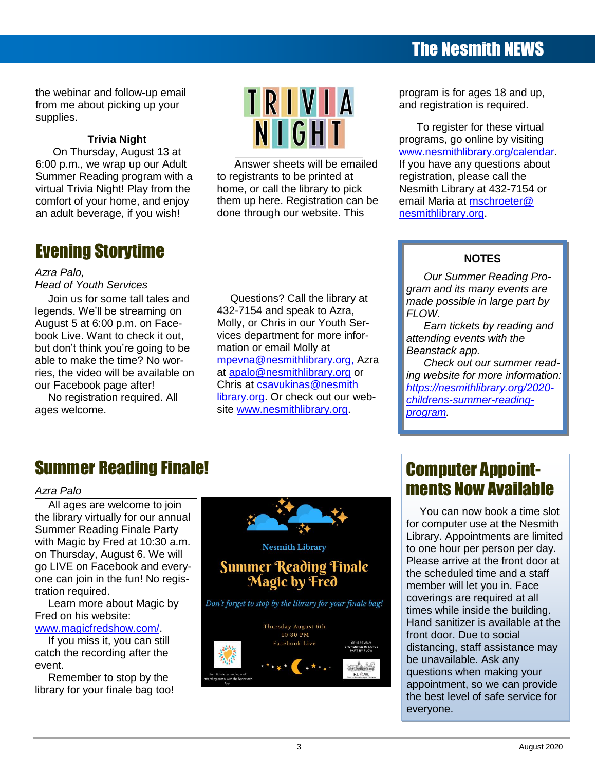the webinar and follow-up email from me about picking up your supplies.

**Trivia Night**

On Thursday, August 13 at 6:00 p.m., we wrap up our Adult Summer Reading program with a virtual Trivia Night! Play from the comfort of your home, and enjoy an adult beverage, if you wish!

TRIVIA NIGHT

Answer sheets will be emailed to registrants to be printed at home, or call the library to pick them up here. Registration can be done through our website. This program is for ages 18 and up, and registration is required.

To register for these virtual programs, go online by visiting www.nesmithlibrary.org/calendar. If you have any questions about registration, please call the Nesmith Library at 432-7154 or email Maria at mschroeter@nesmithlibrary.org.

## Evening Storytime

*Azra Palo, Head of Youth Services*

Join us for some tall tales and legends. We'll be streaming on August 5 at 6:00 p.m. on Facebook Live. Want to check it out, but don't think you're going to be able to make the time? No worries, the video will be available on our Facebook page after!

No registration required. All ages welcome.

Questions? Call the library at 432-7154 and speak to Azra, Molly, or Chris in our Youth Services department for more information or email Molly at mpevna@nesmithlibrary.org, Azra at apalo@nesmithlibrary.org or Chris at csavukinas@nesmithlibrary.org. Or check out our website www.nesmithlibrary.org.

**NOTES**

*Our Summer Reading Program and its many events are made possible in large part by FLOW.*

*Earn tickets by reading and attending events with the Beanstack app.*

*Check out our summer reading website for more information: https://nesmithlibrary.org/2020-childrens-summer-reading-program.*

## Summer Reading Finale!

*Azra Palo*

All ages are welcome to join the library virtually for our annual Summer Reading Finale Party with Magic by Fred at 10:30 a.m. on Thursday, August 6. We will go LIVE on Facebook and everyone can join in the fun! No registration required.

Learn more about Magic by Fred on his website: www.magicfredshow.com/.

If you miss it, you can still catch the recording after the event.

Remember to stop by the library for your finale bag too!

Nesmith Library

Summer Reading Finale
Magic by Fred

*Don't forget to stop by the library for your finale bag!*

Thursday August 6th
10:30 PM
Facebook Live

## Computer Appointments Now Available

You can now book a time slot for computer use at the Nesmith Library. Appointments are limited to one hour per person per day. Please arrive at the front door at the scheduled time and a staff member will let you in. Face coverings are required at all times while inside the building. Hand sanitizer is available at the front door. Due to social distancing, staff assistance may be unavailable. Ask any questions when making your appointment, so we can provide the best level of safe service for everyone.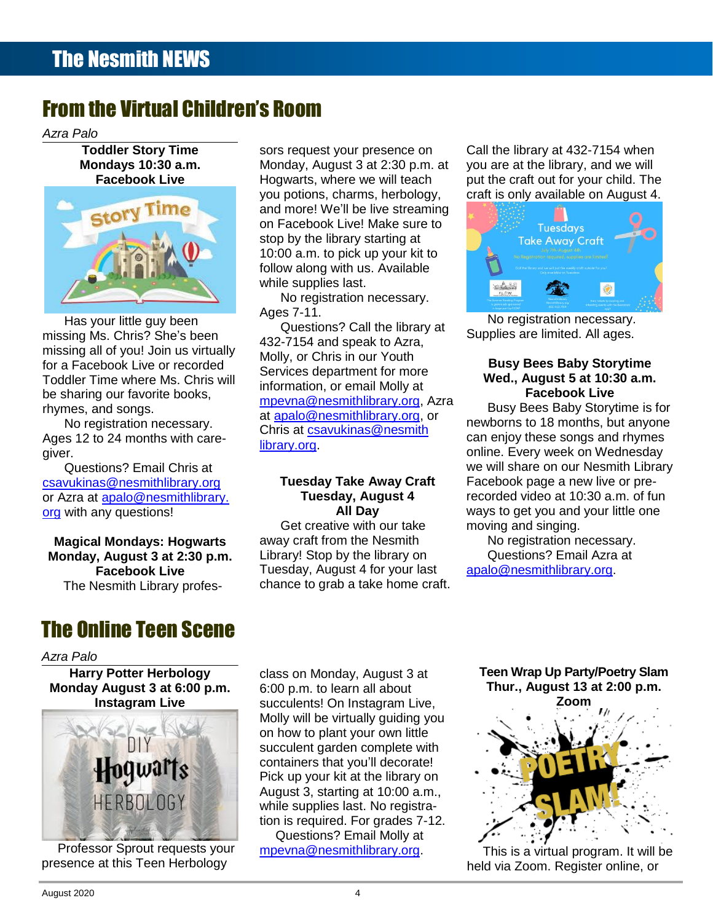# From the Virtual Children's Room

*Azra Palo*

**Toddler Story Time**
**Mondays 10:30 a.m.**
**Facebook Live**

Has your little guy been missing Ms. Chris? She's been missing all of you! Join us virtually for a Facebook Live or recorded Toddler Time where Ms. Chris will be sharing our favorite books, rhymes, and songs.

No registration necessary. Ages 12 to 24 months with caregiver.

Questions? Email Chris at csavukinas@nesmithlibrary.org or Azra at apalo@nesmithlibrary.org with any questions!

**Magical Mondays: Hogwarts**
**Monday, August 3 at 2:30 p.m.**
**Facebook Live**

The Nesmith Library professors request your presence on Monday, August 3 at 2:30 p.m. at Hogwarts, where we will teach you potions, charms, herbology, and more! We'll be live streaming on Facebook Live! Make sure to stop by the library starting at 10:00 a.m. to pick up your kit to follow along with us. Available while supplies last.

No registration necessary. Ages 7-11.

Questions? Call the library at 432-7154 and speak to Azra, Molly, or Chris in our Youth Services department for more information, or email Molly at mpevna@nesmithlibrary.org, Azra at apalo@nesmithlibrary.org, or Chris at csavukinas@nesmithlibrary.org.

**Tuesday Take Away Craft**
**Tuesday, August 4**
**All Day**

Get creative with our take away craft from the Nesmith Library! Stop by the library on Tuesday, August 4 for your last chance to grab a take home craft. Call the library at 432-7154 when you are at the library, and we will put the craft out for your child. The craft is only available on August 4.

No registration necessary. Supplies are limited. All ages.

**Busy Bees Baby Storytime**
**Wed., August 5 at 10:30 a.m.**
**Facebook Live**

Busy Bees Baby Storytime is for newborns to 18 months, but anyone can enjoy these songs and rhymes online. Every week on Wednesday we will share on our Nesmith Library Facebook page a new live or pre-recorded video at 10:30 a.m. of fun ways to get you and your little one moving and singing.

No registration necessary.

Questions? Email Azra at apalo@nesmithlibrary.org.

# The Online Teen Scene

*Azra Palo*

**Harry Potter Herbology**
**Monday August 3 at 6:00 p.m.**
**Instagram Live**

Professor Sprout requests your presence at this Teen Herbology class on Monday, August 3 at 6:00 p.m. to learn all about succulents! On Instagram Live, Molly will be virtually guiding you on how to plant your own little succulent garden complete with containers that you'll decorate! Pick up your kit at the library on August 3, starting at 10:00 a.m., while supplies last. No registration is required. For grades 7-12.

Questions? Email Molly at mpevna@nesmithlibrary.org.

**Teen Wrap Up Party/Poetry Slam**
**Thur., August 13 at 2:00 p.m.**
**Zoom**

This is a virtual program. It will be held via Zoom. Register online, or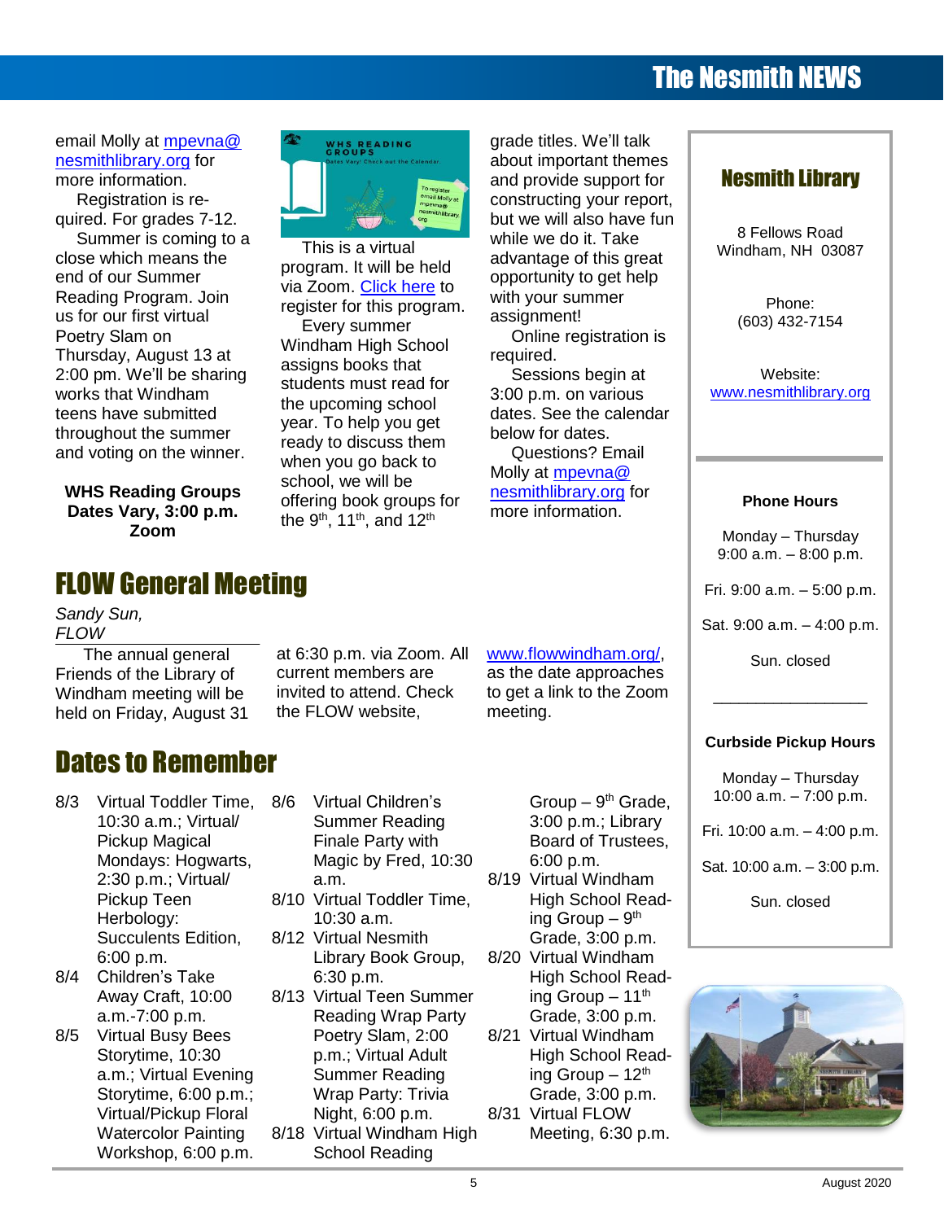email Molly at mpevna@nesmithlibrary.org for more information.

Registration is required. For grades 7-12.

Summer is coming to a close which means the end of our Summer Reading Program. Join us for our first virtual Poetry Slam on Thursday, August 13 at 2:00 pm. We'll be sharing works that Windham teens have submitted throughout the summer and voting on the winner.

**WHS Reading Groups**
**Dates Vary, 3:00 p.m.**
**Zoom**

This is a virtual program. It will be held via Zoom. Click here to register for this program.

Every summer Windham High School assigns books that students must read for the upcoming school year. To help you get ready to discuss them when you go back to school, we will be offering book groups for the 9th, 11th, and 12th grade titles. We'll talk about important themes and provide support for constructing your report, but we will also have fun while we do it. Take advantage of this great opportunity to get help with your summer assignment!

Online registration is required.

Sessions begin at 3:00 p.m. on various dates. See the calendar below for dates.

Questions? Email Molly at mpevna@nesmithlibrary.org for more information.

# FLOW General Meeting

*Sandy Sun,*
*FLOW*

The annual general Friends of the Library of Windham meeting will be held on Friday, August 31 at 6:30 p.m. via Zoom. All current members are invited to attend. Check the FLOW website, www.flowwindham.org/, as the date approaches to get a link to the Zoom meeting.

# Dates to Remember

- **8/3** Virtual Toddler Time, 10:30 a.m.; Virtual/ Pickup Magical Mondays: Hogwarts, 2:30 p.m.; Virtual/ Pickup Teen Herbology: Succulents Edition, 6:00 p.m.
- **8/4** Children's Take Away Craft, 10:00 a.m.-7:00 p.m.
- **8/5** Virtual Busy Bees Storytime, 10:30 a.m.; Virtual Evening Storytime, 6:00 p.m.; Virtual/Pickup Floral Watercolor Painting Workshop, 6:00 p.m.
- **8/6** Virtual Children's Summer Reading Finale Party with Magic by Fred, 10:30 a.m.
- **8/10** Virtual Toddler Time, 10:30 a.m.
- **8/12** Virtual Nesmith Library Book Group, 6:30 p.m.
- **8/13** Virtual Teen Summer Reading Wrap Party Poetry Slam, 2:00 p.m.; Virtual Adult Summer Reading Wrap Party: Trivia Night, 6:00 p.m.
- **8/18** Virtual Windham High School Reading Group – 9th Grade, 3:00 p.m.; Library Board of Trustees, 6:00 p.m.
- **8/19** Virtual Windham High School Reading Group – 9th Grade, 3:00 p.m.
- **8/20** Virtual Windham High School Reading Group – 11th Grade, 3:00 p.m.
- **8/21** Virtual Windham High School Reading Group – 12th Grade, 3:00 p.m.
- **8/31** Virtual FLOW Meeting, 6:30 p.m.

## Nesmith Library

8 Fellows Road
Windham, NH 03087

Phone:
(603) 432-7154

Website:
www.nesmithlibrary.org

**Phone Hours**

Monday – Thursday
9:00 a.m. – 8:00 p.m.

Fri. 9:00 a.m. – 5:00 p.m.

Sat. 9:00 a.m. – 4:00 p.m.

Sun. closed

**Curbside Pickup Hours**

Monday – Thursday
10:00 a.m. – 7:00 p.m.

Fri. 10:00 a.m. – 4:00 p.m.

Sat. 10:00 a.m. – 3:00 p.m.

Sun. closed